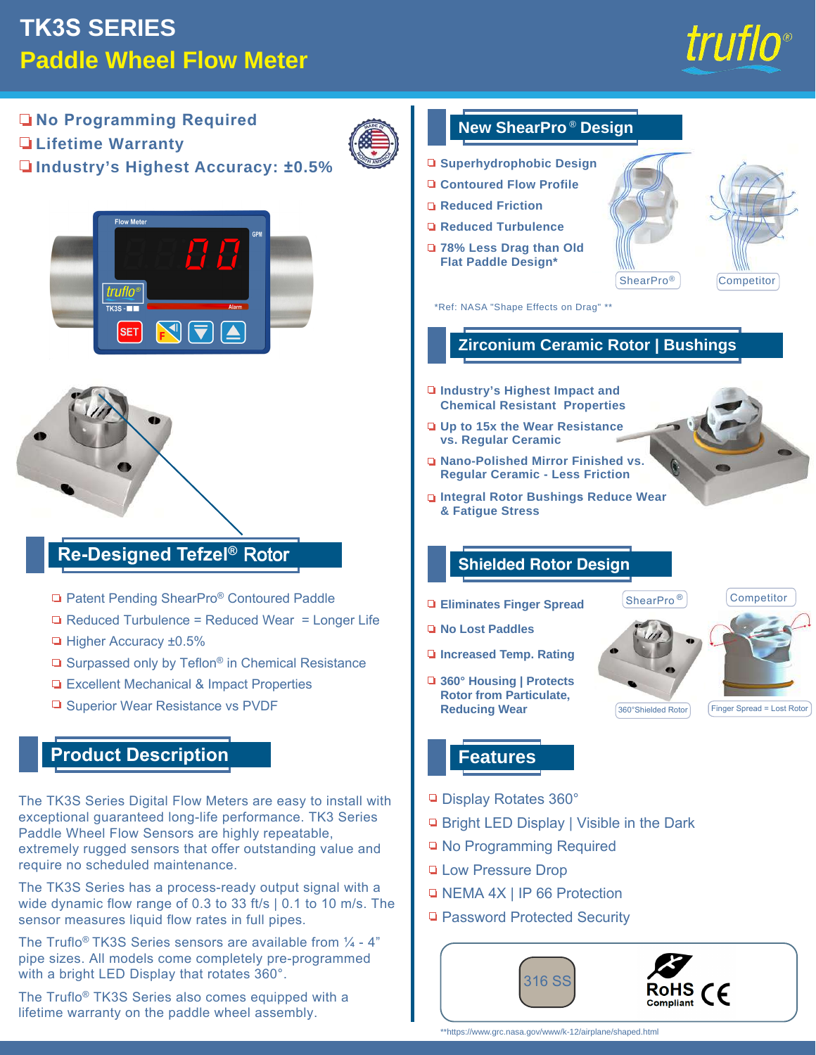# TK3S SERIES

## Paddle Wheel Flow Meter

- No Programming Required
- Lifetime Warranty
- Industry's Highest Accuracy: ±0.5%

## Re-Designed Tefzel® Rotor

- Patent Pending ShearPro® Contoured Paddle
- Reduced Turbulence = Reduced Wear = Longer Life
- Higher Accuracy ±0.5%
- Surpassed only by Teflon® in Chemical Resistance
- Excellent Mechanical & Impact Properties
- Superior Wear Resistance vs PVDF

## Product Description

The TK3S Series Digital Flow Meters are easy to install with exceptional guaranteed long-life performance. TK3 Series Paddle Wheel Flow Sensors are highly repeatable, extremely rugged sensors that offer outstanding value and require no scheduled maintenance.

The TK3S Series has a process-ready output signal with a wide dynamic flow range of 0.3 to 33 ft/s | 0.1 to 10 m/s. The sensor measures liquid flow rates in full pipes.

The Truflo® TK3S Series sensors are available from ¼ - 4" pipe sizes. All models come completely pre-programmed with a bright LED Display that rotates 360°.

The Truflo® TK3S Series also comes equipped with a lifetime warranty on the paddle wheel assembly.

## New ShearPro® Design

- **Superhydrophobic Design**
- **Contoured Flow Profile**
- **Reduced Friction**
- **Reduced Turbulence**
- **78% Less Drag than Old Flat Paddle Design***

ShearPro® | Competitor

*Ref: NASA "Shape Effects on Drag" **

## Zirconium Ceramic Rotor | Bushings

- **Industry's Highest Impact and Chemical Resistant Properties**
- **Up to 15x the Wear Resistance vs. Regular Ceramic**
- **Nano-Polished Mirror Finished vs. Regular Ceramic - Less Friction**
- **Integral Rotor Bushings Reduce Wear & Fatigue Stress**

## Shielded Rotor Design

- **Eliminates Finger Spread**
- **No Lost Paddles**
- **Increased Temp. Rating**
- **360° Housing | Protects Rotor from Particulate, Reducing Wear**

ShearPro® — 360°Shielded Rotor | Competitor — Finger Spread = Lost Rotor

## Features

- Display Rotates 360°
- Bright LED Display | Visible in the Dark
- No Programming Required
- Low Pressure Drop
- NEMA 4X | IP 66 Protection
- Password Protected Security

316 SS | RoHS Compliant | CE

**https://www.grc.nasa.gov/www/k-12/airplane/shaped.html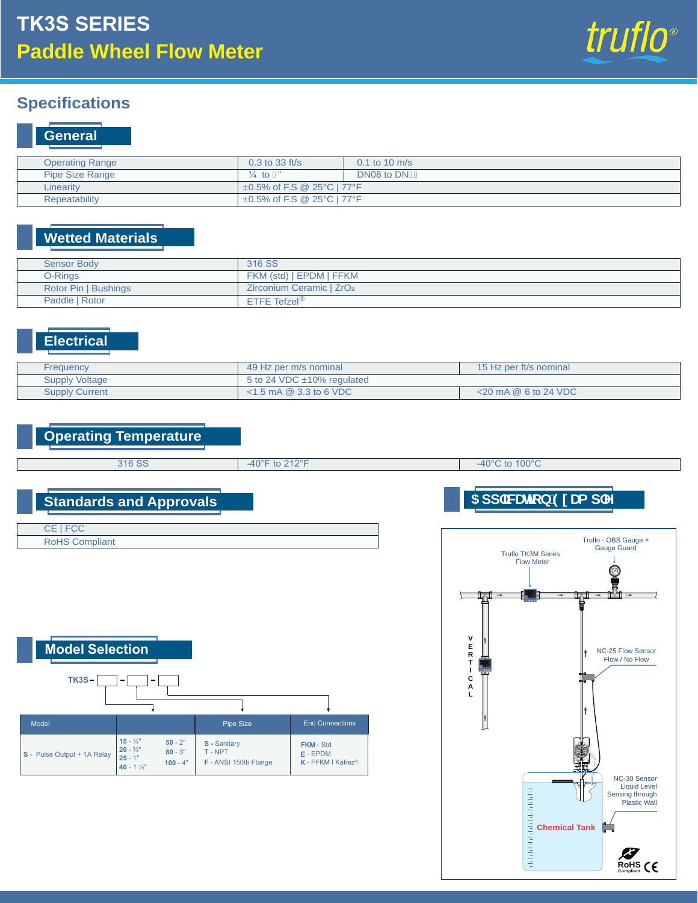# TK3S SERIES

## Paddle Wheel Flow Meter

## Specifications

### General

| | | |
|---|---|---|
| Operating Range | 0.3 to 33 ft/s | 0.1 to 10 m/s |
| Pipe Size Range | ¼ to " | DN08 to DN |
| Linearity | ±0.5% of F.S @ 25°C \| 77°F | |
| Repeatability | ±0.5% of F.S @ 25°C \| 77°F | |

### Wetted Materials

| | |
|---|---|
| Sensor Body | 316 SS |
| O-Rings | FKM (std) \| EPDM \| FFKM |
| Rotor Pin \| Bushings | Zirconium Ceramic \| $ZrO_2$ |
| Paddle \| Rotor | ETFE Tefzel® |

### Electrical

| | | |
|---|---|---|
| Frequency | 49 Hz per m/s nominal | 15 Hz per ft/s nominal |
| Supply Voltage | 5 to 24 VDC ±10% regulated | |
| Supply Current | <1.5 mA @ 3.3 to 6 VDC | <20 mA @ 6 to 24 VDC |

### Operating Temperature

| | | |
|---|---|---|
| 316 SS | -40°F to 212°F | -40°C to 100°C |

### Standards and Approvals

| |
|---|
| CE \| FCC |
| RoHS Compliant |

### Application Example

Truflo - OBS Gauge + Gauge Guard

Truflo TK3M Series Flow Meter

VERTICAL

NC-25 Flow Sensor Flow / No Flow

NC-30 Sensor Liquid Level Sensing through Plastic Wall

Chemical Tank

RoHS Compliant CE

### Model Selection

TK3S – [ ] – [ ] – [ ]

| Model | | | Pipe Size | End Connections |
|---|---|---|---|---|
| S - Pulse Output + 1A Relay | 15 - ½"<br>20 - ¾"<br>25 - 1"<br>40 - 1 ½" | 50 - 2"<br>80 - 3"<br>100 - 4" | S - Sanitary<br>T - NPT<br>F - ANSI 150lb Flange | FKM - Std<br>E - EPDM<br>K - FFKM I Kalrez® |